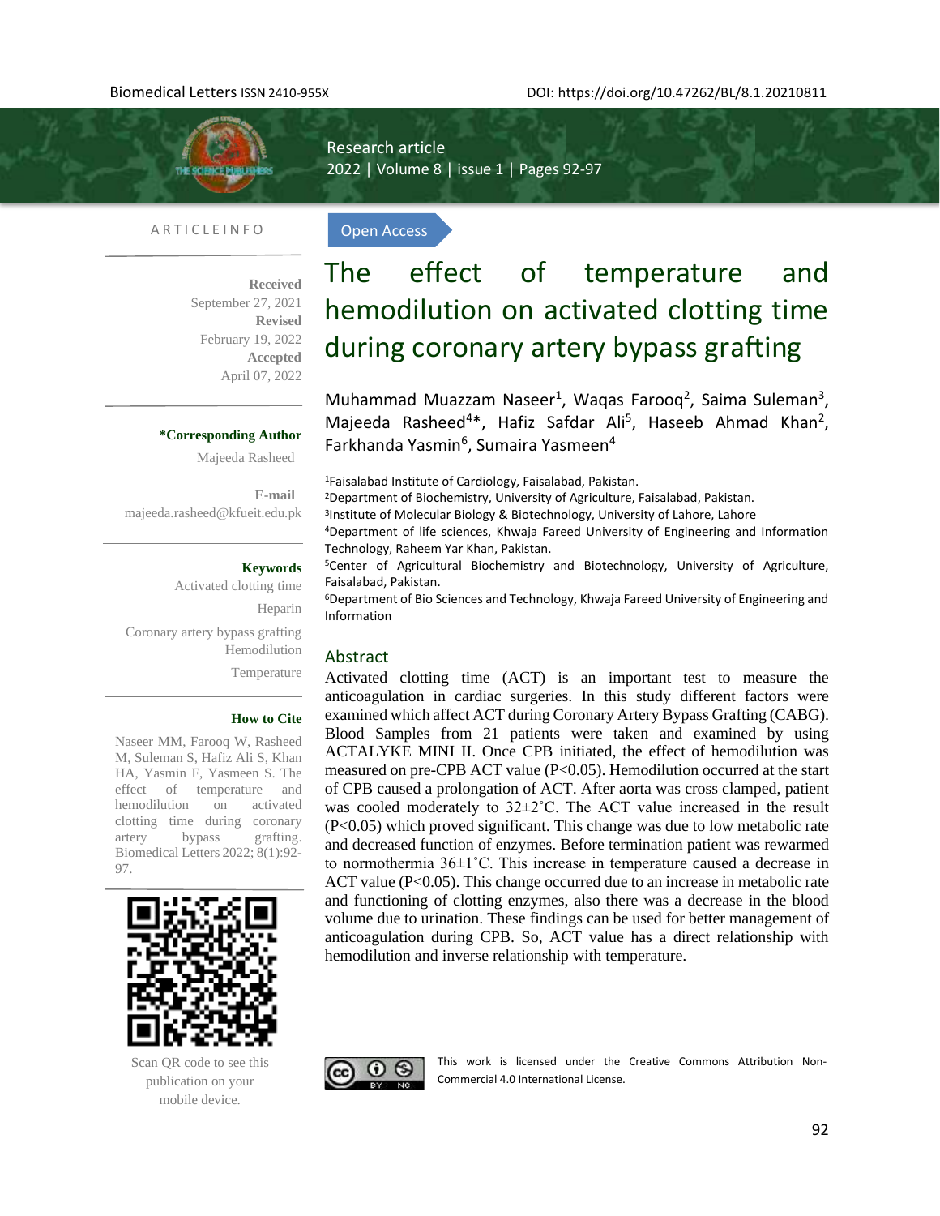Research article

# The effect of temperature and hemodilution on activated clotting time during coronary artery bypass grafting

Muhammad Muazzam Naseer[1], Waqas Farooq[2], Saima Suleman[3], Majeeda Rasheed[4]*, Hafiz Safdar Ali[5], Haseeb Ahmad Khan[2], Farkhanda Yasmin[6], Sumaira Yasmeen[4]

[1]Faisalabad Institute of Cardiology, Faisalabad, Pakistan.
[2]Department of Biochemistry, University of Agriculture, Faisalabad, Pakistan.
[3]Institute of Molecular Biology & Biotechnology, University of Lahore, Lahore
[4]Department of life sciences, Khwaja Fareed University of Engineering and Information Technology, Raheem Yar Khan, Pakistan.
[5]Center of Agricultural Biochemistry and Biotechnology, University of Agriculture, Faisalabad, Pakistan.
[6]Department of Bio Sciences and Technology, Khwaja Fareed University of Engineering and Information

**ARTICLE INFO**

**Received** September 27, 2021
**Revised** February 19, 2022
**Accepted** April 07, 2022

**\*Corresponding Author**
Majeeda Rasheed

**E-mail**
majeeda.rasheed@kfueit.edu.pk

**Keywords**
Activated clotting time
Heparin
Coronary artery bypass grafting
Hemodilution
Temperature

**How to Cite**
Naseer MM, Farooq W, Rasheed M, Suleman S, Hafiz Ali S, Khan HA, Yasmin F, Yasmeen S. The effect of temperature and hemodilution on activated clotting time during coronary artery bypass grafting. Biomedical Letters 2022; 8(1):92-97.

Scan QR code to see this publication on your mobile device.

## Abstract

Activated clotting time (ACT) is an important test to measure the anticoagulation in cardiac surgeries. In this study different factors were examined which affect ACT during Coronary Artery Bypass Grafting (CABG). Blood Samples from 21 patients were taken and examined by using ACTALYKE MINI II. Once CPB initiated, the effect of hemodilution was measured on pre-CPB ACT value ($P<0.05$). Hemodilution occurred at the start of CPB caused a prolongation of ACT. After aorta was cross clamped, patient was cooled moderately to 32±2˚C. The ACT value increased in the result ($P<0.05$) which proved significant. This change was due to low metabolic rate and decreased function of enzymes. Before termination patient was rewarmed to normothermia 36±1˚C. This increase in temperature caused a decrease in ACT value ($P<0.05$). This change occurred due to an increase in metabolic rate and functioning of clotting enzymes, also there was a decrease in the blood volume due to urination. These findings can be used for better management of anticoagulation during CPB. So, ACT value has a direct relationship with hemodilution and inverse relationship with temperature.

This work is licensed under the Creative Commons Attribution Non-Commercial 4.0 International License.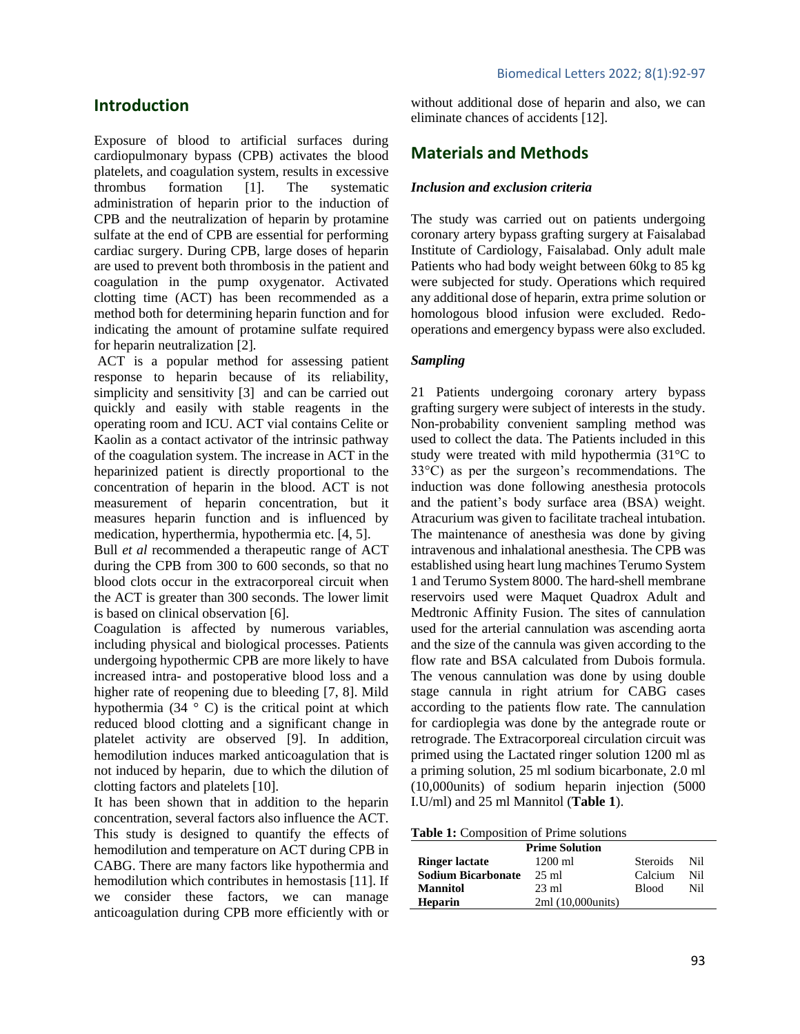## Introduction

Exposure of blood to artificial surfaces during cardiopulmonary bypass (CPB) activates the blood platelets, and coagulation system, results in excessive thrombus formation [1]. The systematic administration of heparin prior to the induction of CPB and the neutralization of heparin by protamine sulfate at the end of CPB are essential for performing cardiac surgery. During CPB, large doses of heparin are used to prevent both thrombosis in the patient and coagulation in the pump oxygenator. Activated clotting time (ACT) has been recommended as a method both for determining heparin function and for indicating the amount of protamine sulfate required for heparin neutralization [2].

ACT is a popular method for assessing patient response to heparin because of its reliability, simplicity and sensitivity [3] and can be carried out quickly and easily with stable reagents in the operating room and ICU. ACT vial contains Celite or Kaolin as a contact activator of the intrinsic pathway of the coagulation system. The increase in ACT in the heparinized patient is directly proportional to the concentration of heparin in the blood. ACT is not measurement of heparin concentration, but it measures heparin function and is influenced by medication, hyperthermia, hypothermia etc. [4, 5].

Bull *et al* recommended a therapeutic range of ACT during the CPB from 300 to 600 seconds, so that no blood clots occur in the extracorporeal circuit when the ACT is greater than 300 seconds. The lower limit is based on clinical observation [6].

Coagulation is affected by numerous variables, including physical and biological processes. Patients undergoing hypothermic CPB are more likely to have increased intra- and postoperative blood loss and a higher rate of reopening due to bleeding [7, 8]. Mild hypothermia (34 ° C) is the critical point at which reduced blood clotting and a significant change in platelet activity are observed [9]. In addition, hemodilution induces marked anticoagulation that is not induced by heparin, due to which the dilution of clotting factors and platelets [10].

It has been shown that in addition to the heparin concentration, several factors also influence the ACT. This study is designed to quantify the effects of hemodilution and temperature on ACT during CPB in CABG. There are many factors like hypothermia and hemodilution which contributes in hemostasis [11]. If we consider these factors, we can manage anticoagulation during CPB more efficiently with or without additional dose of heparin and also, we can eliminate chances of accidents [12].

## Materials and Methods

### *Inclusion and exclusion criteria*

The study was carried out on patients undergoing coronary artery bypass grafting surgery at Faisalabad Institute of Cardiology, Faisalabad. Only adult male Patients who had body weight between 60kg to 85 kg were subjected for study. Operations which required any additional dose of heparin, extra prime solution or homologous blood infusion were excluded. Redo-operations and emergency bypass were also excluded.

### *Sampling*

21 Patients undergoing coronary artery bypass grafting surgery were subject of interests in the study. Non-probability convenient sampling method was used to collect the data. The Patients included in this study were treated with mild hypothermia (31°C to 33°C) as per the surgeon's recommendations. The induction was done following anesthesia protocols and the patient's body surface area (BSA) weight. Atracurium was given to facilitate tracheal intubation. The maintenance of anesthesia was done by giving intravenous and inhalational anesthesia. The CPB was established using heart lung machines Terumo System 1 and Terumo System 8000. The hard-shell membrane reservoirs used were Maquet Quadrox Adult and Medtronic Affinity Fusion. The sites of cannulation used for the arterial cannulation was ascending aorta and the size of the cannula was given according to the flow rate and BSA calculated from Dubois formula. The venous cannulation was done by using double stage cannula in right atrium for CABG cases according to the patients flow rate. The cannulation for cardioplegia was done by the antegrade route or retrograde. The Extracorporeal circulation circuit was primed using the Lactated ringer solution 1200 ml as a priming solution, 25 ml sodium bicarbonate, 2.0 ml (10,000units) of sodium heparin injection (5000 I.U/ml) and 25 ml Mannitol (**Table 1**).

**Table 1:** Composition of Prime solutions

| Prime Solution | | | |
|---|---|---|---|
| **Ringer lactate** | 1200 ml | Steroids | Nil |
| **Sodium Bicarbonate** | 25 ml | Calcium | Nil |
| **Mannitol** | 23 ml | Blood | Nil |
| **Heparin** | 2ml (10,000units) | | |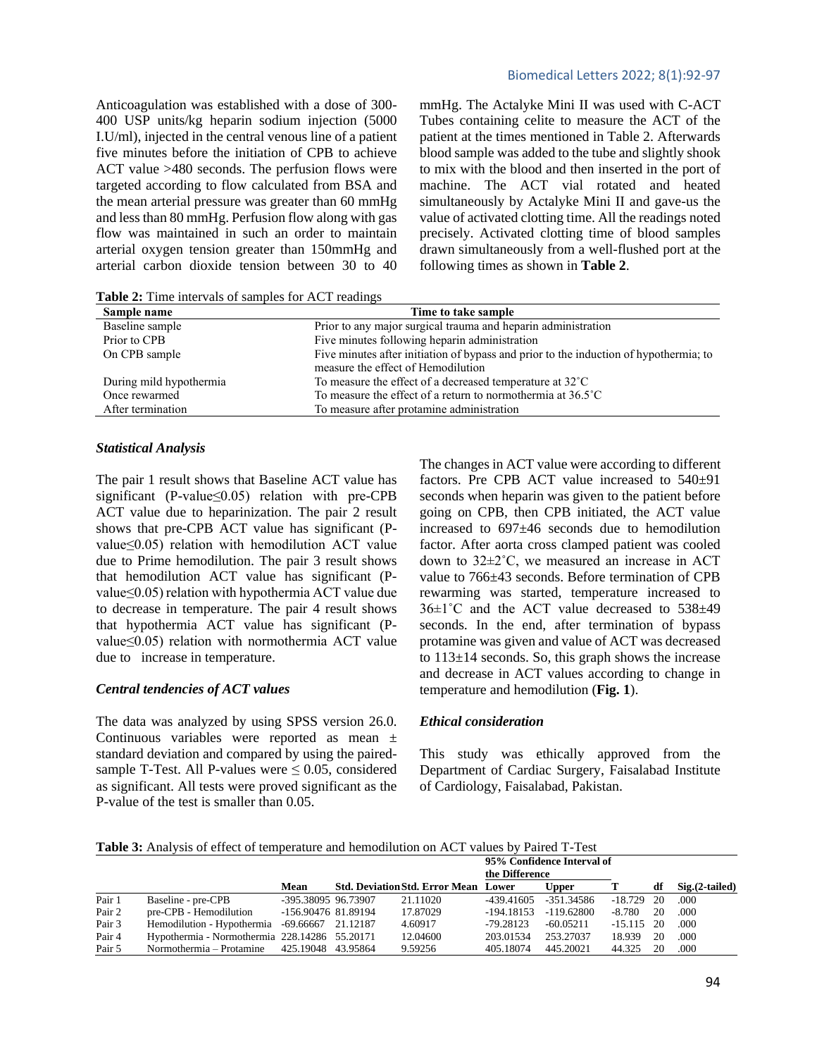Anticoagulation was established with a dose of 300-400 USP units/kg heparin sodium injection (5000 I.U/ml), injected in the central venous line of a patient five minutes before the initiation of CPB to achieve ACT value >480 seconds. The perfusion flows were targeted according to flow calculated from BSA and the mean arterial pressure was greater than 60 mmHg and less than 80 mmHg. Perfusion flow along with gas flow was maintained in such an order to maintain arterial oxygen tension greater than 150mmHg and arterial carbon dioxide tension between 30 to 40 mmHg. The Actalyke Mini II was used with C-ACT Tubes containing celite to measure the ACT of the patient at the times mentioned in Table 2. Afterwards blood sample was added to the tube and slightly shook to mix with the blood and then inserted in the port of machine. The ACT vial rotated and heated simultaneously by Actalyke Mini II and gave-us the value of activated clotting time. All the readings noted precisely. Activated clotting time of blood samples drawn simultaneously from a well-flushed port at the following times as shown in **Table 2**.

**Table 2:** Time intervals of samples for ACT readings

| Sample name | Time to take sample |
|---|---|
| Baseline sample | Prior to any major surgical trauma and heparin administration |
| Prior to CPB | Five minutes following heparin administration |
| On CPB sample | Five minutes after initiation of bypass and prior to the induction of hypothermia; to measure the effect of Hemodilution |
| During mild hypothermia | To measure the effect of a decreased temperature at 32˚C |
| Once rewarmed | To measure the effect of a return to normothermia at 36.5˚C |
| After termination | To measure after protamine administration |

### *Statistical Analysis*

The pair 1 result shows that Baseline ACT value has significant (P-value≤0.05) relation with pre-CPB ACT value due to heparinization. The pair 2 result shows that pre-CPB ACT value has significant (P-value≤0.05) relation with hemodilution ACT value due to Prime hemodilution. The pair 3 result shows that hemodilution ACT value has significant (P-value≤0.05) relation with hypothermia ACT value due to decrease in temperature. The pair 4 result shows that hypothermia ACT value has significant (P-value≤0.05) relation with normothermia ACT value due to increase in temperature.

### *Central tendencies of ACT values*

The data was analyzed by using SPSS version 26.0. Continuous variables were reported as mean ± standard deviation and compared by using the paired-sample T-Test. All P-values were ≤ 0.05, considered as significant. All tests were proved significant as the P-value of the test is smaller than 0.05.

The changes in ACT value were according to different factors. Pre CPB ACT value increased to 540±91 seconds when heparin was given to the patient before going on CPB, then CPB initiated, the ACT value increased to 697±46 seconds due to hemodilution factor. After aorta cross clamped patient was cooled down to 32±2˚C, we measured an increase in ACT value to 766±43 seconds. Before termination of CPB rewarming was started, temperature increased to 36±1˚C and the ACT value decreased to 538±49 seconds. In the end, after termination of bypass protamine was given and value of ACT was decreased to 113±14 seconds. So, this graph shows the increase and decrease in ACT values according to change in temperature and hemodilution (**Fig. 1**).

### *Ethical consideration*

This study was ethically approved from the Department of Cardiac Surgery, Faisalabad Institute of Cardiology, Faisalabad, Pakistan.

**Table 3:** Analysis of effect of temperature and hemodilution on ACT values by Paired T-Test

| | | Mean | Std. Deviation | Std. Error Mean | 95% Confidence Interval of the Difference | | T | df | Sig.(2-tailed) |
|---|---|---|---|---|---|---|---|---|---|
| | | | | | Lower | Upper | | | |
| Pair 1 | Baseline - pre-CPB | -395.38095 | 96.73907 | 21.11020 | -439.41605 | -351.34586 | -18.729 | 20 | .000 |
| Pair 2 | pre-CPB - Hemodilution | -156.90476 | 81.89194 | 17.87029 | -194.18153 | -119.62800 | -8.780 | 20 | .000 |
| Pair 3 | Hemodilution - Hypothermia | -69.66667 | 21.12187 | 4.60917 | -79.28123 | -60.05211 | -15.115 | 20 | .000 |
| Pair 4 | Hypothermia - Normothermia | 228.14286 | 55.20171 | 12.04600 | 203.01534 | 253.27037 | 18.939 | 20 | .000 |
| Pair 5 | Normothermia – Protamine | 425.19048 | 43.95864 | 9.59256 | 405.18074 | 445.20021 | 44.325 | 20 | .000 |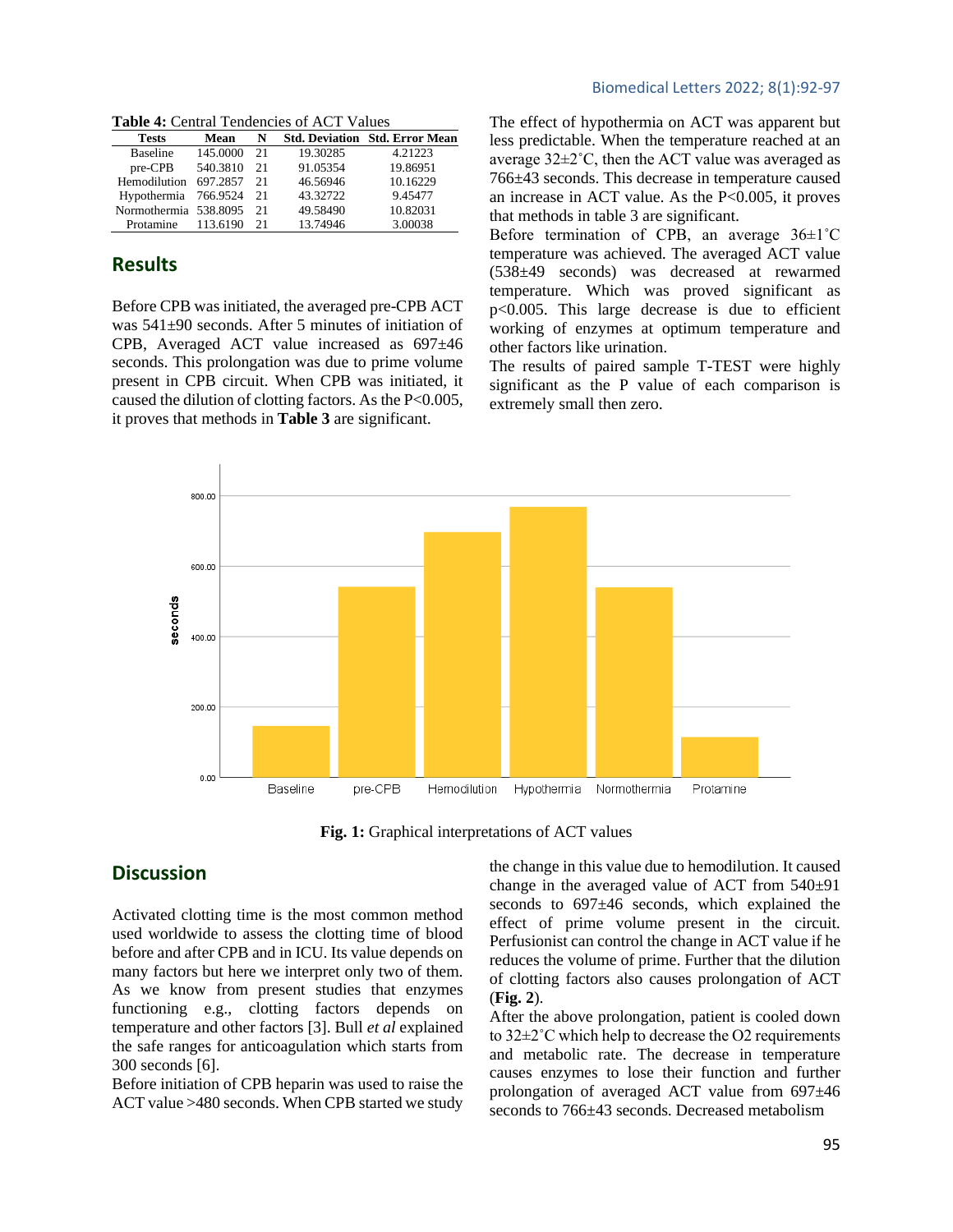**Table 4:** Central Tendencies of ACT Values

| Tests | Mean | N | Std. Deviation | Std. Error Mean |
|---|---|---|---|---|
| Baseline | 145.0000 | 21 | 19.30285 | 4.21223 |
| pre-CPB | 540.3810 | 21 | 91.05354 | 19.86951 |
| Hemodilution | 697.2857 | 21 | 46.56946 | 10.16229 |
| Hypothermia | 766.9524 | 21 | 43.32722 | 9.45477 |
| Normothermia | 538.8095 | 21 | 49.58490 | 10.82031 |
| Protamine | 113.6190 | 21 | 13.74946 | 3.00038 |

## Results

Before CPB was initiated, the averaged pre-CPB ACT was 541±90 seconds. After 5 minutes of initiation of CPB, Averaged ACT value increased as 697±46 seconds. This prolongation was due to prime volume present in CPB circuit. When CPB was initiated, it caused the dilution of clotting factors. As the $P<0.005$, it proves that methods in **Table 3** are significant.

The effect of hypothermia on ACT was apparent but less predictable. When the temperature reached at an average 32±2˚C, then the ACT value was averaged as 766±43 seconds. This decrease in temperature caused an increase in ACT value. As the $P<0.005$, it proves that methods in table 3 are significant.

Before termination of CPB, an average 36±1˚C temperature was achieved. The averaged ACT value (538±49 seconds) was decreased at rewarmed temperature. Which was proved significant as $p<0.005$. This large decrease is due to efficient working of enzymes at optimum temperature and other factors like urination.

The results of paired sample T-TEST were highly significant as the P value of each comparison is extremely small then zero.

**Fig. 1:** Graphical interpretations of ACT values

## Discussion

Activated clotting time is the most common method used worldwide to assess the clotting time of blood before and after CPB and in ICU. Its value depends on many factors but here we interpret only two of them. As we know from present studies that enzymes functioning e.g., clotting factors depends on temperature and other factors [3]. Bull *et al* explained the safe ranges for anticoagulation which starts from 300 seconds [6].

Before initiation of CPB heparin was used to raise the ACT value >480 seconds. When CPB started we study the change in this value due to hemodilution. It caused change in the averaged value of ACT from 540±91 seconds to 697±46 seconds, which explained the effect of prime volume present in the circuit. Perfusionist can control the change in ACT value if he reduces the volume of prime. Further that the dilution of clotting factors also causes prolongation of ACT (**Fig. 2**).

After the above prolongation, patient is cooled down to 32±2˚C which help to decrease the $O_2$ requirements and metabolic rate. The decrease in temperature causes enzymes to lose their function and further prolongation of averaged ACT value from 697±46 seconds to 766±43 seconds. Decreased metabolism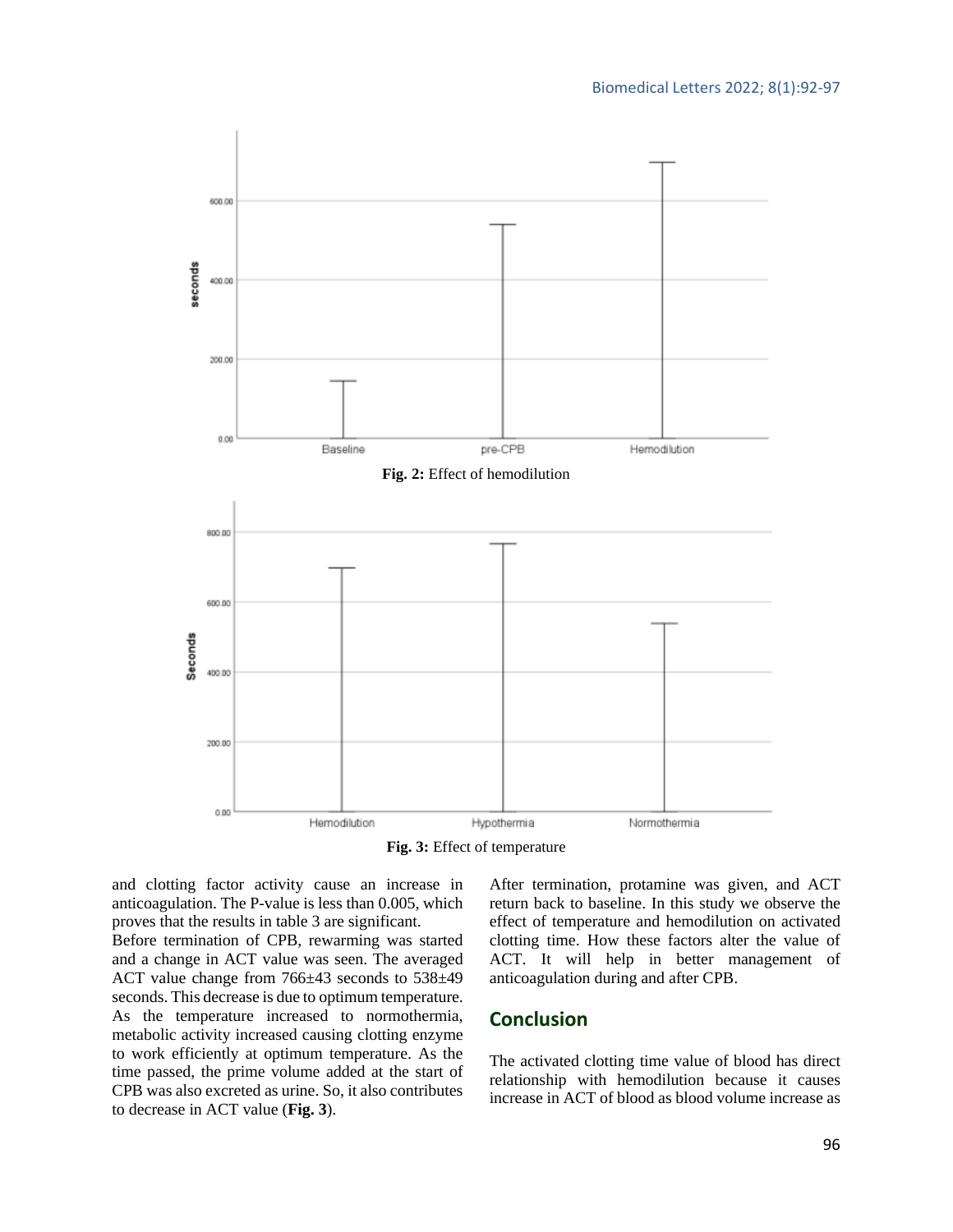Fig. 2: Effect of hemodilution

Fig. 3: Effect of temperature

and clotting factor activity cause an increase in anticoagulation. The P-value is less than 0.005, which proves that the results in table 3 are significant.

Before termination of CPB, rewarming was started and a change in ACT value was seen. The averaged ACT value change from 766±43 seconds to 538±49 seconds. This decrease is due to optimum temperature. As the temperature increased to normothermia, metabolic activity increased causing clotting enzyme to work efficiently at optimum temperature. As the time passed, the prime volume added at the start of CPB was also excreted as urine. So, it also contributes to decrease in ACT value (**Fig. 3**).

After termination, protamine was given, and ACT return back to baseline. In this study we observe the effect of temperature and hemodilution on activated clotting time. How these factors alter the value of ACT. It will help in better management of anticoagulation during and after CPB.

## Conclusion

The activated clotting time value of blood has direct relationship with hemodilution because it causes increase in ACT of blood as blood volume increase as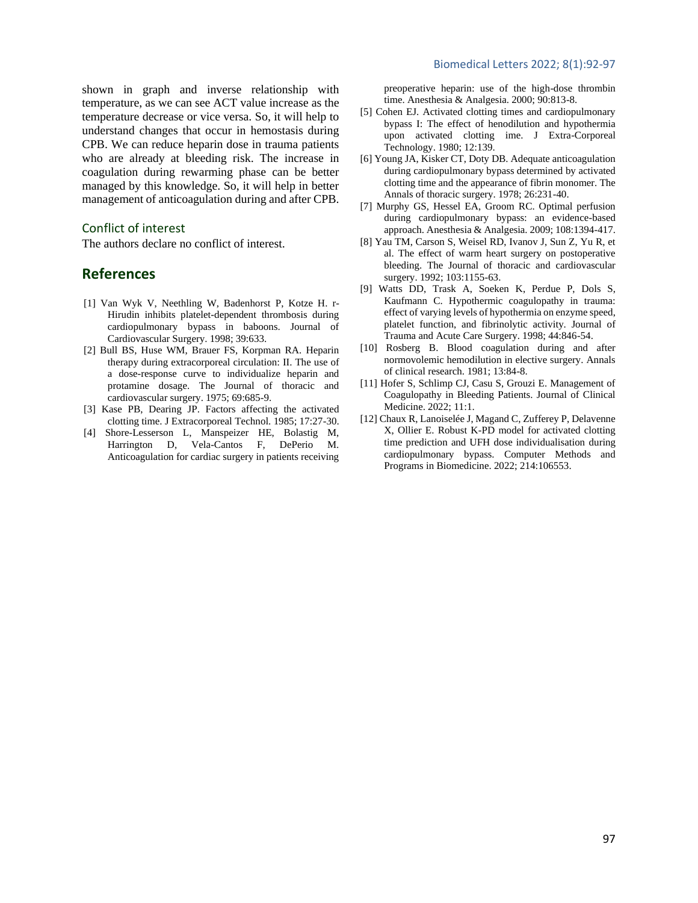shown in graph and inverse relationship with temperature, as we can see ACT value increase as the temperature decrease or vice versa. So, it will help to understand changes that occur in hemostasis during CPB. We can reduce heparin dose in trauma patients who are already at bleeding risk. The increase in coagulation during rewarming phase can be better managed by this knowledge. So, it will help in better management of anticoagulation during and after CPB.

### Conflict of interest

The authors declare no conflict of interest.

## References

[1] Van Wyk V, Neethling W, Badenhorst P, Kotze H. r-Hirudin inhibits platelet-dependent thrombosis during cardiopulmonary bypass in baboons. Journal of Cardiovascular Surgery. 1998; 39:633.

[2] Bull BS, Huse WM, Brauer FS, Korpman RA. Heparin therapy during extracorporeal circulation: II. The use of a dose-response curve to individualize heparin and protamine dosage. The Journal of thoracic and cardiovascular surgery. 1975; 69:685-9.

[3] Kase PB, Dearing JP. Factors affecting the activated clotting time. J Extracorporeal Technol. 1985; 17:27-30.

[4] Shore-Lesserson L, Manspeizer HE, Bolastig M, Harrington D, Vela-Cantos F, DePerio M. Anticoagulation for cardiac surgery in patients receiving preoperative heparin: use of the high-dose thrombin time. Anesthesia & Analgesia. 2000; 90:813-8.

[5] Cohen EJ. Activated clotting times and cardiopulmonary bypass I: The effect of henodilution and hypothermia upon activated clotting ime. J Extra-Corporeal Technology. 1980; 12:139.

[6] Young JA, Kisker CT, Doty DB. Adequate anticoagulation during cardiopulmonary bypass determined by activated clotting time and the appearance of fibrin monomer. The Annals of thoracic surgery. 1978; 26:231-40.

[7] Murphy GS, Hessel EA, Groom RC. Optimal perfusion during cardiopulmonary bypass: an evidence-based approach. Anesthesia & Analgesia. 2009; 108:1394-417.

[8] Yau TM, Carson S, Weisel RD, Ivanov J, Sun Z, Yu R, et al. The effect of warm heart surgery on postoperative bleeding. The Journal of thoracic and cardiovascular surgery. 1992; 103:1155-63.

[9] Watts DD, Trask A, Soeken K, Perdue P, Dols S, Kaufmann C. Hypothermic coagulopathy in trauma: effect of varying levels of hypothermia on enzyme speed, platelet function, and fibrinolytic activity. Journal of Trauma and Acute Care Surgery. 1998; 44:846-54.

[10] Rosberg B. Blood coagulation during and after normovolemic hemodilution in elective surgery. Annals of clinical research. 1981; 13:84-8.

[11] Hofer S, Schlimp CJ, Casu S, Grouzi E. Management of Coagulopathy in Bleeding Patients. Journal of Clinical Medicine. 2022; 11:1.

[12] Chaux R, Lanoiselée J, Magand C, Zufferey P, Delavenne X, Ollier E. Robust K-PD model for activated clotting time prediction and UFH dose individualisation during cardiopulmonary bypass. Computer Methods and Programs in Biomedicine. 2022; 214:106553.